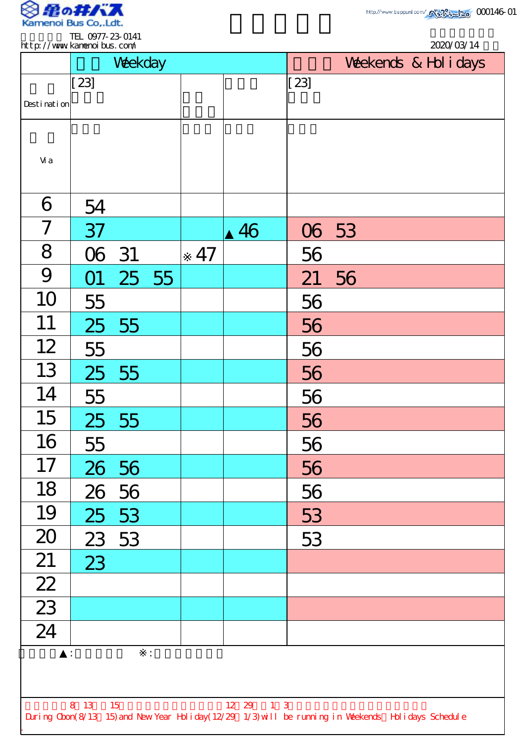亀の井バス
Kamenoi Bus Co.,Ldt.

TEL 0977-23-0141
http://www.kamenoibus.com/

000146-01

2020/03/14

| | Weekday | | | Weekends & Holidays |
|---|---|---|---|---|
| Destination | [23] | | | [23] |
| Via | | | | |
| 6 | 54 | | | |
| 7 | 37 | | ▲46 | 06 53 |
| 8 | 06 31 | ※47 | | 56 |
| 9 | 01 25 55 | | | 21 56 |
| 10 | 55 | | | 56 |
| 11 | 25 55 | | | 56 |
| 12 | 55 | | | 56 |
| 13 | 25 55 | | | 56 |
| 14 | 55 | | | 56 |
| 15 | 25 55 | | | 56 |
| 16 | 55 | | | 56 |
| 17 | 26 56 | | | 56 |
| 18 | 26 56 | | | 56 |
| 19 | 25 53 | | | 53 |
| 20 | 23 53 | | | 53 |
| 21 | 23 | | | |
| 22 | | | | |
| 23 | | | | |
| 24 | | | | |

▲: ※:

8 13 15 12 29 1 3

During Obon(8/13 15) and New Year Holiday(12/29 1/3) will be running in Weekends Holidays Schedule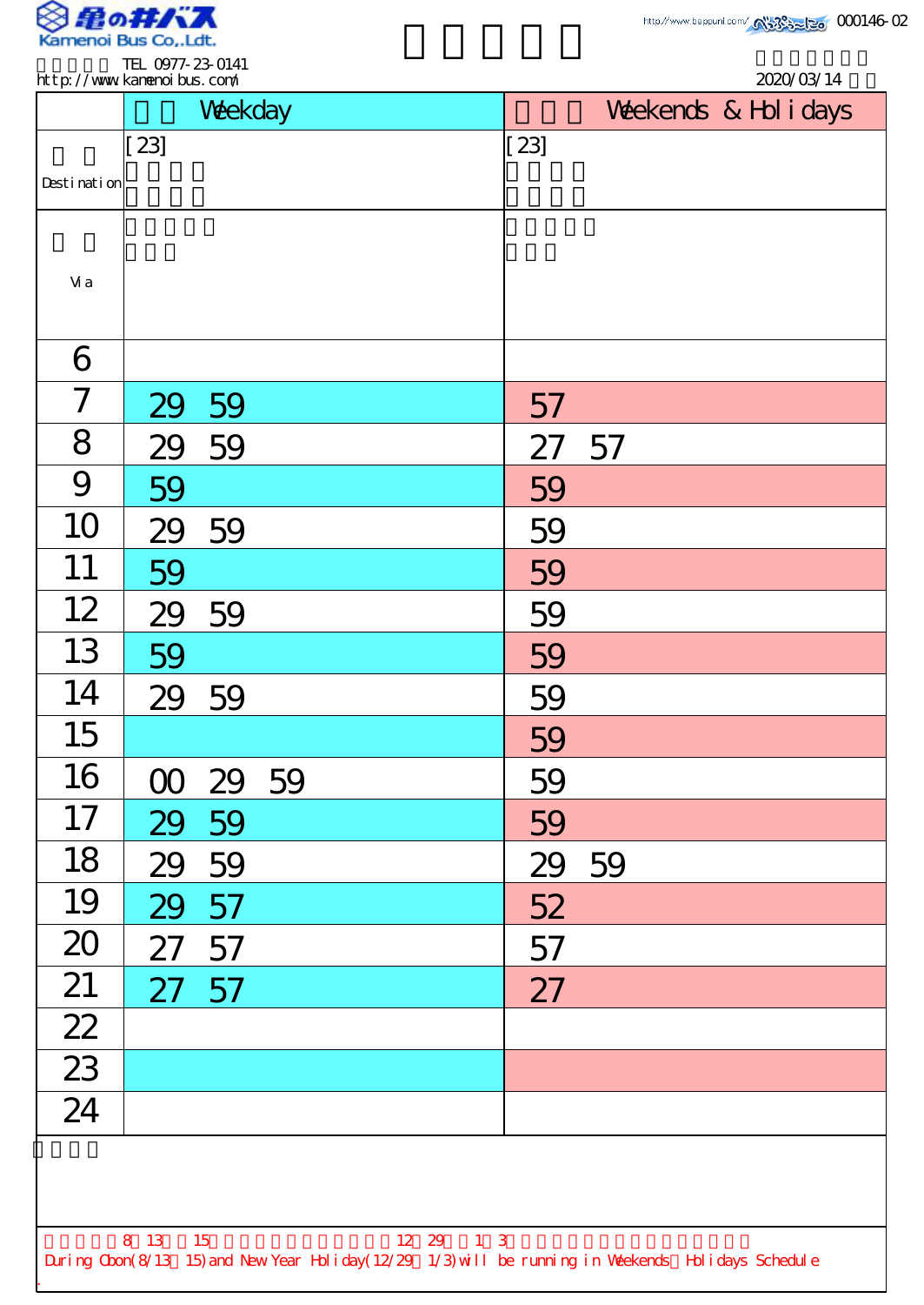Kamenoi Bus Co.,Ldt.

TEL 0977-23-0141
http://www.kamenoibus.com/

http://www.beppunl.com/

000146-02

2020/03/14

| | Weekday | Weekends & Holidays |
|---|---|---|
| Destination | [23] | [23] |
| Via | | |
| 6 | | |
| 7 | 29 59 | 57 |
| 8 | 29 59 | 27 57 |
| 9 | 59 | 59 |
| 10 | 29 59 | 59 |
| 11 | 59 | 59 |
| 12 | 29 59 | 59 |
| 13 | 59 | 59 |
| 14 | 29 59 | 59 |
| 15 | | 59 |
| 16 | 00 29 59 | 59 |
| 17 | 29 59 | 59 |
| 18 | 29 59 | 29 59 |
| 19 | 29 57 | 52 |
| 20 | 27 57 | 57 |
| 21 | 27 57 | 27 |
| 22 | | |
| 23 | | |
| 24 | | |

8 13 15 12 29 1 3

During Obon(8/13 15) and New Year Holiday(12/29 1/3) will be running in Weekends Holidays Schedule